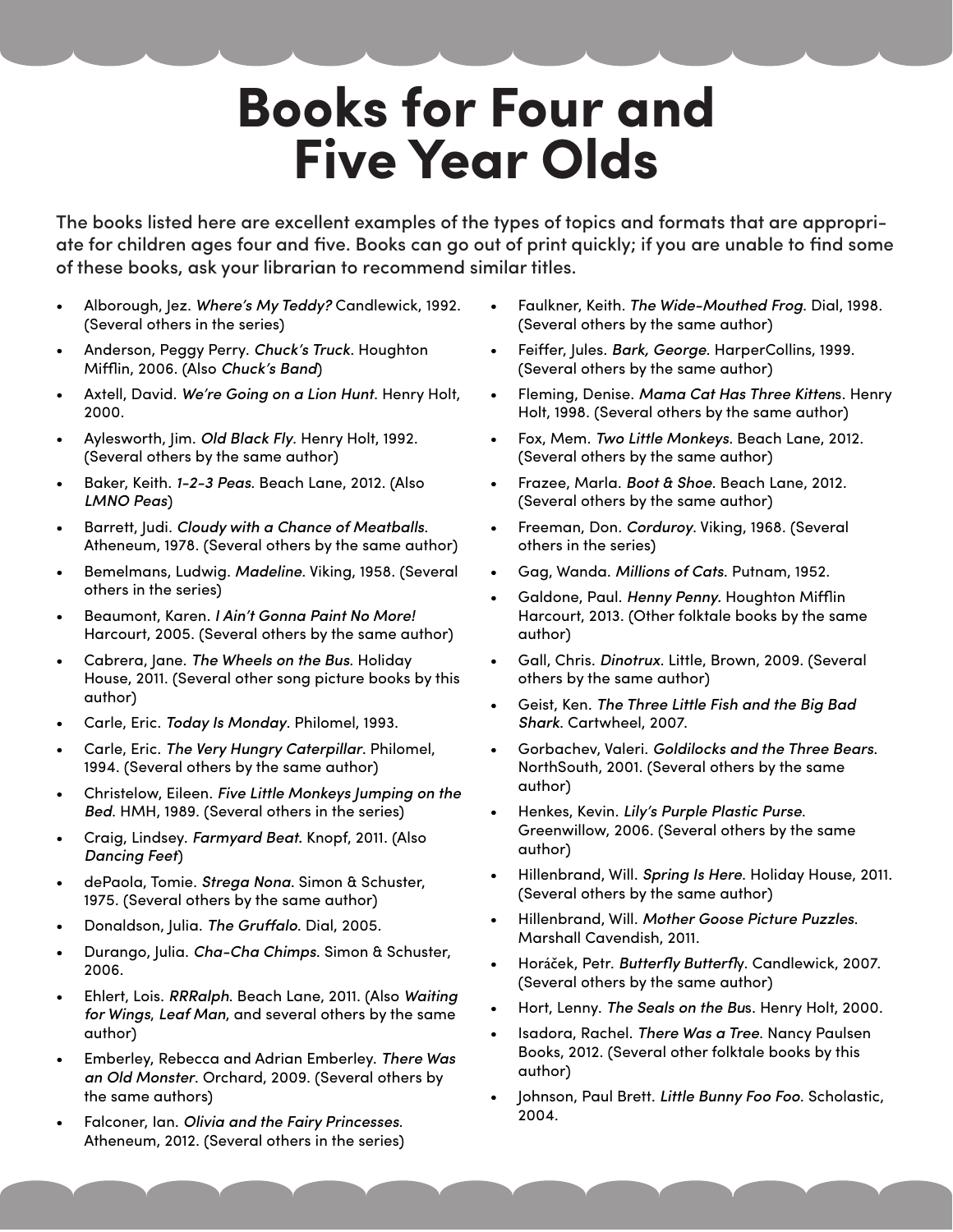# Books for Four and Five Year Olds

The books listed here are excellent examples of the types of topics and formats that are appropriate for children ages four and five. Books can go out of print quickly; if you are unable to find some of these books, ask your librarian to recommend similar titles.

- Alborough, Jez. *Where's My Teddy?* Candlewick, 1992. (Several others in the series)
- Anderson, Peggy Perry. *Chuck's Truck*. Houghton Mifflin, 2006. (Also *Chuck's Band*)
- Axtell, David. *We're Going on a Lion Hunt*. Henry Holt, 2000.
- Aylesworth, Jim. *Old Black Fly*. Henry Holt, 1992. (Several others by the same author)
- Baker, Keith. *1-2-3 Peas*. Beach Lane, 2012. (Also *LMNO Peas*)
- Barrett, Judi. *Cloudy with a Chance of Meatballs*. Atheneum, 1978. (Several others by the same author)
- Bemelmans, Ludwig. *Madeline*. Viking, 1958. (Several others in the series)
- Beaumont, Karen. *I Ain't Gonna Paint No More!* Harcourt, 2005. (Several others by the same author)
- Cabrera, Jane. *The Wheels on the Bus*. Holiday House, 2011. (Several other song picture books by this author)
- Carle, Eric. *Today Is Monday*. Philomel, 1993.
- Carle, Eric. *The Very Hungry Caterpillar*. Philomel, 1994. (Several others by the same author)
- Christelow, Eileen. *Five Little Monkeys Jumping on the Bed*. HMH, 1989. (Several others in the series)
- Craig, Lindsey. *Farmyard Beat*. Knopf, 2011. (Also *Dancing Feet*)
- dePaola, Tomie. *Strega Nona*. Simon & Schuster, 1975. (Several others by the same author)
- Donaldson, Julia. *The Gruffalo*. Dial, 2005.
- Durango, Julia. *Cha-Cha Chimps*. Simon & Schuster, 2006.
- Ehlert, Lois. *RRRalph*. Beach Lane, 2011. (Also *Waiting for Wings, Leaf Man*, and several others by the same author)
- Emberley, Rebecca and Adrian Emberley. *There Was an Old Monster*. Orchard, 2009. (Several others by the same authors)
- Falconer, Ian. *Olivia and the Fairy Princesses*. Atheneum, 2012. (Several others in the series)
- Faulkner, Keith. *The Wide-Mouthed Frog*. Dial, 1998. (Several others by the same author)
- Feiffer, Jules. *Bark, George*. HarperCollins, 1999. (Several others by the same author)
- Fleming, Denise. *Mama Cat Has Three Kittens*. Henry Holt, 1998. (Several others by the same author)
- Fox, Mem. *Two Little Monkeys*. Beach Lane, 2012. (Several others by the same author)
- Frazee, Marla. *Boot & Shoe*. Beach Lane, 2012. (Several others by the same author)
- Freeman, Don. *Corduroy*. Viking, 1968. (Several others in the series)
- Gag, Wanda. *Millions of Cats*. Putnam, 1952.
- Galdone, Paul. *Henny Penny*. Houghton Mifflin Harcourt, 2013. (Other folktale books by the same author)
- Gall, Chris. *Dinotrux*. Little, Brown, 2009. (Several others by the same author)
- Geist, Ken. *The Three Little Fish and the Big Bad Shark*. Cartwheel, 2007.
- Gorbachev, Valeri. *Goldilocks and the Three Bears*. NorthSouth, 2001. (Several others by the same author)
- Henkes, Kevin. *Lily's Purple Plastic Purse*. Greenwillow, 2006. (Several others by the same author)
- Hillenbrand, Will. *Spring Is Here*. Holiday House, 2011. (Several others by the same author)
- Hillenbrand, Will. *Mother Goose Picture Puzzles*. Marshall Cavendish, 2011.
- Horáček, Petr. *Butterfly Butterfly*. Candlewick, 2007. (Several others by the same author)
- Hort, Lenny. *The Seals on the Bus*. Henry Holt, 2000.
- Isadora, Rachel. *There Was a Tree*. Nancy Paulsen Books, 2012. (Several other folktale books by this author)
- Johnson, Paul Brett. *Little Bunny Foo Foo*. Scholastic, 2004.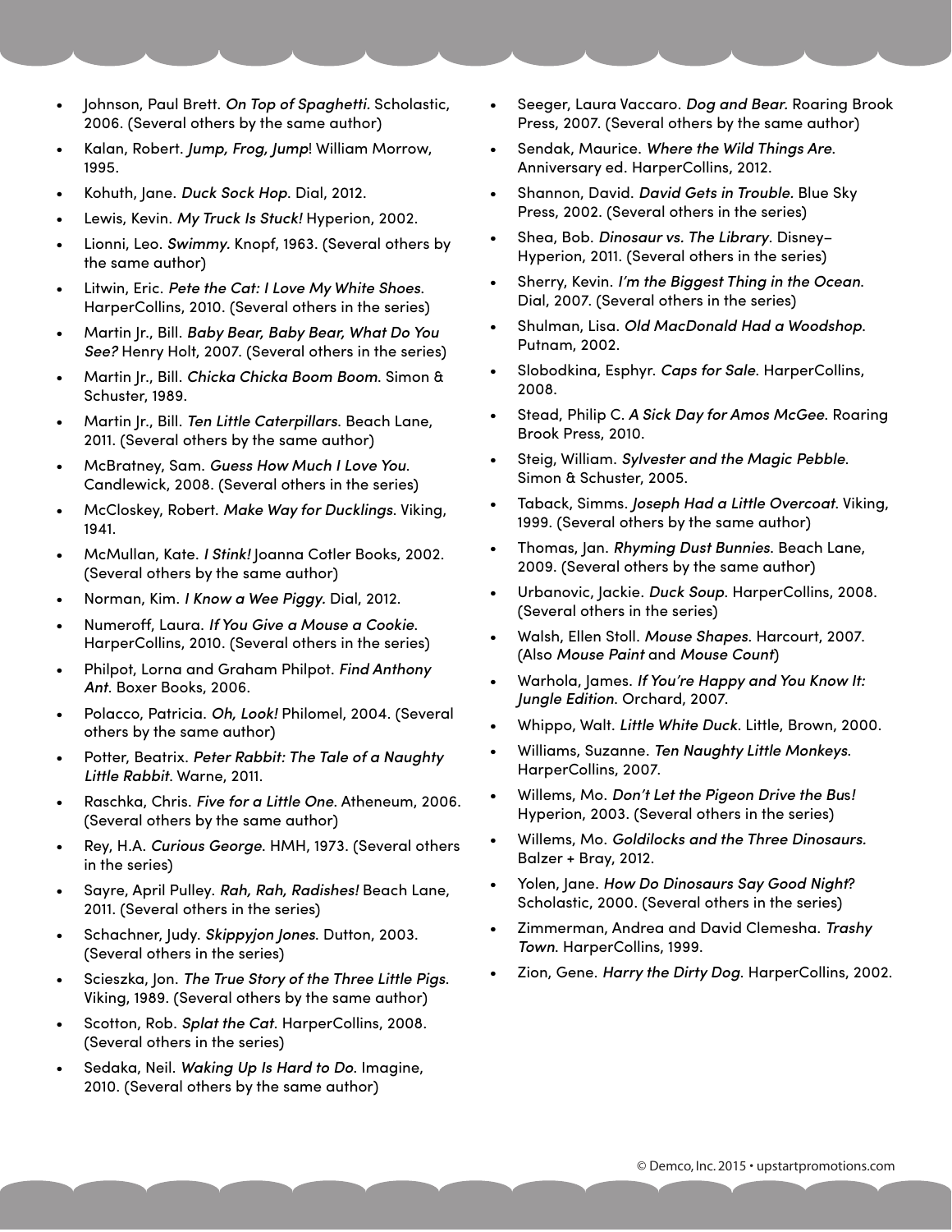- Johnson, Paul Brett. *On Top of Spaghetti*. Scholastic, 2006. (Several others by the same author)
- Kalan, Robert. *Jump, Frog, Jump*! William Morrow, 1995.
- Kohuth, Jane. *Duck Sock Hop*. Dial, 2012.
- Lewis, Kevin. *My Truck Is Stuck!* Hyperion, 2002.
- Lionni, Leo. *Swimmy*. Knopf, 1963. (Several others by the same author)
- Litwin, Eric. *Pete the Cat: I Love My White Shoes*. HarperCollins, 2010. (Several others in the series)
- Martin Jr., Bill. *Baby Bear, Baby Bear, What Do You See?* Henry Holt, 2007. (Several others in the series)
- Martin Jr., Bill. *Chicka Chicka Boom Boom*. Simon & Schuster, 1989.
- Martin Jr., Bill. *Ten Little Caterpillars*. Beach Lane, 2011. (Several others by the same author)
- McBratney, Sam. *Guess How Much I Love You*. Candlewick, 2008. (Several others in the series)
- McCloskey, Robert. *Make Way for Ducklings*. Viking, 1941.
- McMullan, Kate. *I Stink!* Joanna Cotler Books, 2002. (Several others by the same author)
- Norman, Kim. *I Know a Wee Piggy*. Dial, 2012.
- Numeroff, Laura. *If You Give a Mouse a Cookie*. HarperCollins, 2010. (Several others in the series)
- Philpot, Lorna and Graham Philpot. *Find Anthony Ant*. Boxer Books, 2006.
- Polacco, Patricia. *Oh, Look!* Philomel, 2004. (Several others by the same author)
- Potter, Beatrix. *Peter Rabbit: The Tale of a Naughty Little Rabbit*. Warne, 2011.
- Raschka, Chris. *Five for a Little One*. Atheneum, 2006. (Several others by the same author)
- Rey, H.A. *Curious George*. HMH, 1973. (Several others in the series)
- Sayre, April Pulley. *Rah, Rah, Radishes!* Beach Lane, 2011. (Several others in the series)
- Schachner, Judy. *Skippyjon Jones*. Dutton, 2003. (Several others in the series)
- Scieszka, Jon. *The True Story of the Three Little Pigs*. Viking, 1989. (Several others by the same author)
- Scotton, Rob. *Splat the Cat*. HarperCollins, 2008. (Several others in the series)
- Sedaka, Neil. *Waking Up Is Hard to Do*. Imagine, 2010. (Several others by the same author)
- Seeger, Laura Vaccaro. *Dog and Bear*. Roaring Brook Press, 2007. (Several others by the same author)
- Sendak, Maurice. *Where the Wild Things Are*. Anniversary ed. HarperCollins, 2012.
- Shannon, David. *David Gets in Trouble*. Blue Sky Press, 2002. (Several others in the series)
- Shea, Bob. *Dinosaur vs. The Library*. Disney–Hyperion, 2011. (Several others in the series)
- Sherry, Kevin. *I'm the Biggest Thing in the Ocean*. Dial, 2007. (Several others in the series)
- Shulman, Lisa. *Old MacDonald Had a Woodshop*. Putnam, 2002.
- Slobodkina, Esphyr. *Caps for Sale*. HarperCollins, 2008.
- Stead, Philip C. *A Sick Day for Amos McGee*. Roaring Brook Press, 2010.
- Steig, William. *Sylvester and the Magic Pebble*. Simon & Schuster, 2005.
- Taback, Simms. *Joseph Had a Little Overcoat*. Viking, 1999. (Several others by the same author)
- Thomas, Jan. *Rhyming Dust Bunnies*. Beach Lane, 2009. (Several others by the same author)
- Urbanovic, Jackie. *Duck Soup*. HarperCollins, 2008. (Several others in the series)
- Walsh, Ellen Stoll. *Mouse Shapes*. Harcourt, 2007. (Also *Mouse Paint* and *Mouse Count*)
- Warhola, James. *If You're Happy and You Know It: Jungle Edition*. Orchard, 2007.
- Whippo, Walt. *Little White Duck*. Little, Brown, 2000.
- Williams, Suzanne. *Ten Naughty Little Monkeys*. HarperCollins, 2007.
- Willems, Mo. *Don't Let the Pigeon Drive the Bus!* Hyperion, 2003. (Several others in the series)
- Willems, Mo. *Goldilocks and the Three Dinosaurs*. Balzer + Bray, 2012.
- Yolen, Jane. *How Do Dinosaurs Say Good Night*? Scholastic, 2000. (Several others in the series)
- Zimmerman, Andrea and David Clemesha. *Trashy Town*. HarperCollins, 1999.
- Zion, Gene. *Harry the Dirty Dog*. HarperCollins, 2002.

© Demco, Inc. 2015 • upstartpromotions.com